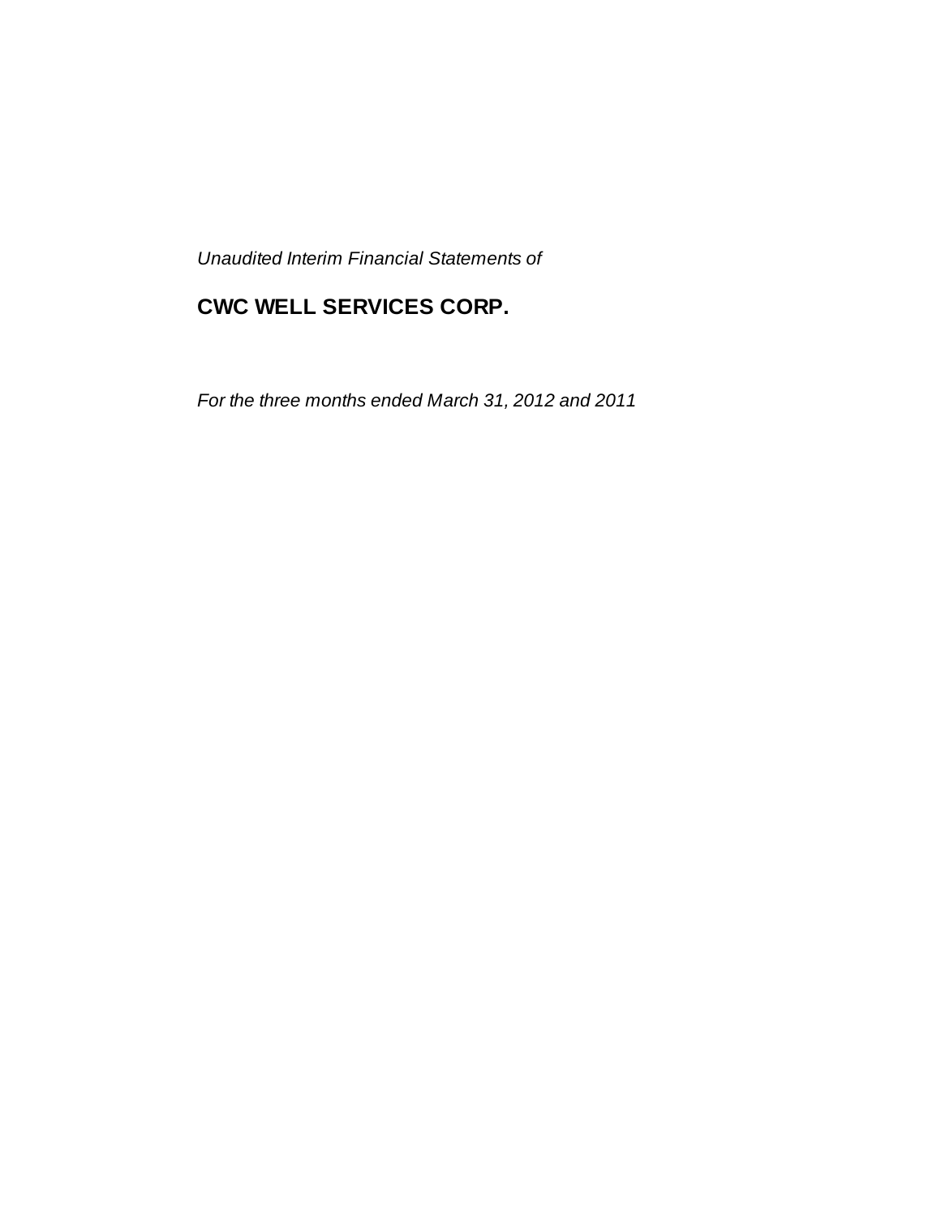*Unaudited Interim Financial Statements of*

# CWC WELL SERVICES CORP.

*For the three months ended March 31, 2012 and 2011*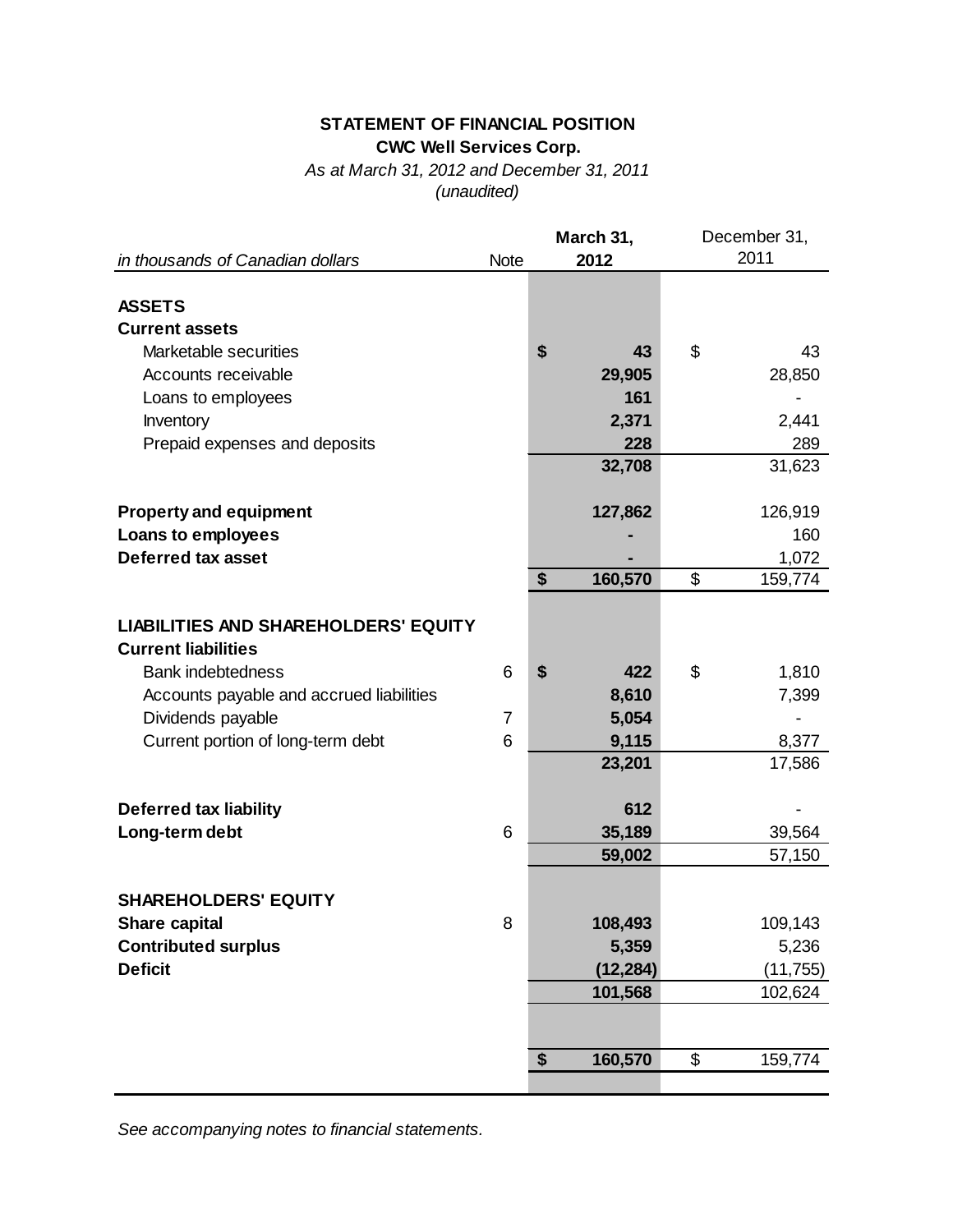**STATEMENT OF FINANCIAL POSITION**

**CWC Well Services Corp.**

*As at March 31, 2012 and December 31, 2011*

*(unaudited)*

| *in thousands of Canadian dollars* | Note | **March 31, 2012** | December 31, 2011 |
|---|---|---|---|
| **ASSETS** | | | |
| **Current assets** | | | |
| Marketable securities | | **$ 43** | $ 43 |
| Accounts receivable | | **29,905** | 28,850 |
| Loans to employees | | **161** | - |
| Inventory | | **2,371** | 2,441 |
| Prepaid expenses and deposits | | **228** | 289 |
| | | **32,708** | 31,623 |
| **Property and equipment** | | **127,862** | 126,919 |
| **Loans to employees** | | **-** | 160 |
| **Deferred tax asset** | | **-** | 1,072 |
| | | **$ 160,570** | $ 159,774 |
| **LIABILITIES AND SHAREHOLDERS' EQUITY** | | | |
| **Current liabilities** | | | |
| Bank indebtedness | 6 | **$ 422** | $ 1,810 |
| Accounts payable and accrued liabilities | | **8,610** | 7,399 |
| Dividends payable | 7 | **5,054** | - |
| Current portion of long-term debt | 6 | **9,115** | 8,377 |
| | | **23,201** | 17,586 |
| **Deferred tax liability** | | **612** | - |
| **Long-term debt** | 6 | **35,189** | 39,564 |
| | | **59,002** | 57,150 |
| **SHAREHOLDERS' EQUITY** | | | |
| **Share capital** | 8 | **108,493** | 109,143 |
| **Contributed surplus** | | **5,359** | 5,236 |
| **Deficit** | | **(12,284)** | (11,755) |
| | | **101,568** | 102,624 |
| | | **$ 160,570** | $ 159,774 |

*See accompanying notes to financial statements.*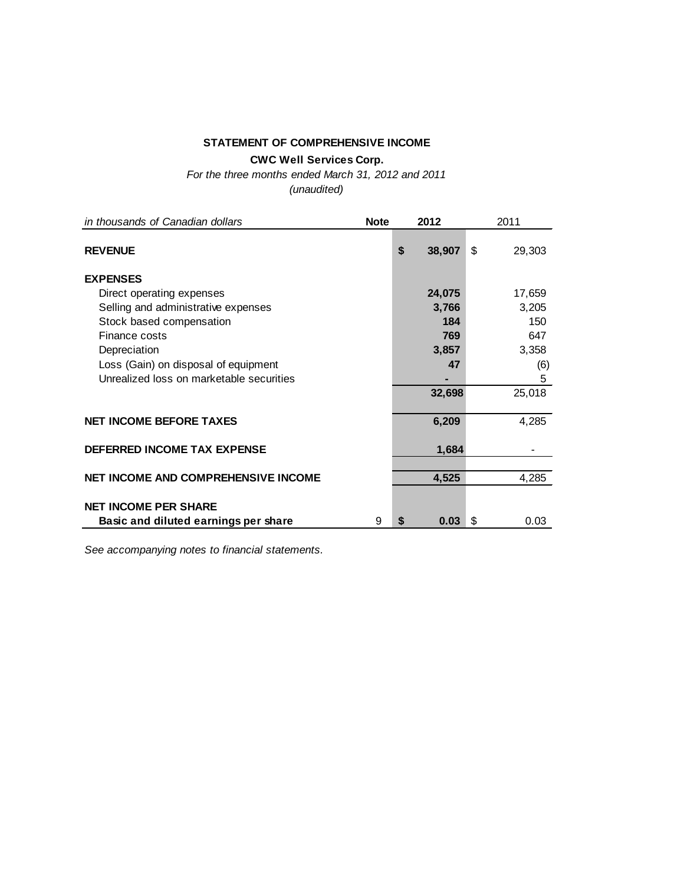**STATEMENT OF COMPREHENSIVE INCOME**

**CWC Well Services Corp.**

*For the three months ended March 31, 2012 and 2011*

*(unaudited)*

| *in thousands of Canadian dollars* | **Note** | **2012** | 2011 |
|---|---|---|---|
| **REVENUE** | | **$ 38,907** | $ 29,303 |
| **EXPENSES** | | | |
| Direct operating expenses | | **24,075** | 17,659 |
| Selling and administrative expenses | | **3,766** | 3,205 |
| Stock based compensation | | **184** | 150 |
| Finance costs | | **769** | 647 |
| Depreciation | | **3,857** | 3,358 |
| Loss (Gain) on disposal of equipment | | **47** | (6) |
| Unrealized loss on marketable securities | | **-** | 5 |
| | | **32,698** | 25,018 |
| **NET INCOME BEFORE TAXES** | | **6,209** | 4,285 |
| **DEFERRED INCOME TAX EXPENSE** | | **1,684** | - |
| **NET INCOME AND COMPREHENSIVE INCOME** | | **4,525** | 4,285 |
| **NET INCOME PER SHARE** | | | |
| **Basic and diluted earnings per share** | 9 | **$ 0.03** | $ 0.03 |

*See accompanying notes to financial statements.*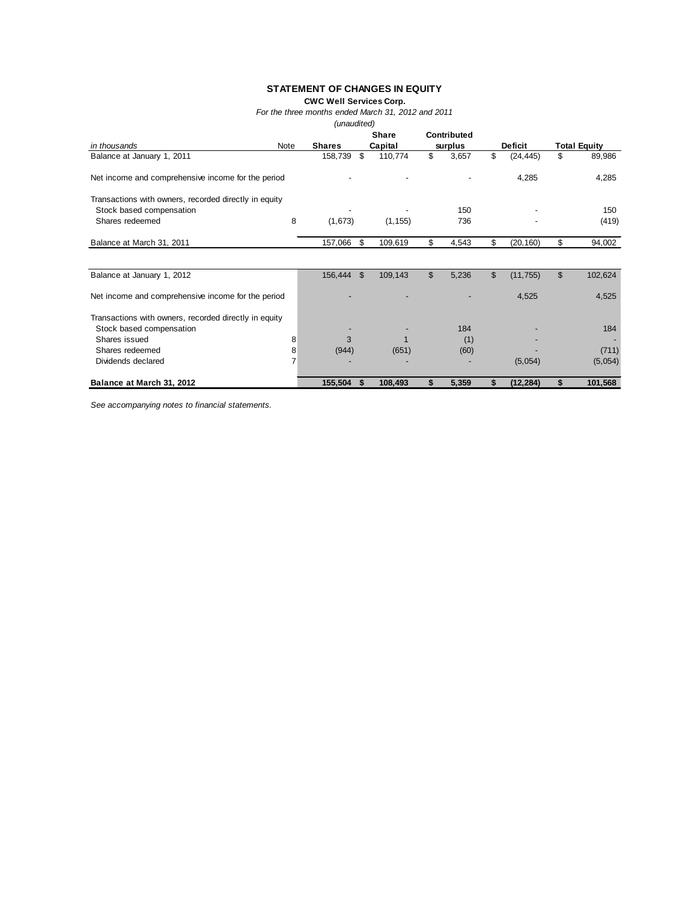# STATEMENT OF CHANGES IN EQUITY

**CWC Well Services Corp.**

*For the three months ended March 31, 2012 and 2011*

*(unaudited)*

| *in thousands* | Note | **Shares** | **Share Capital** | **Contributed surplus** | **Deficit** | **Total Equity** |
|---|---|---|---|---|---|---|
| Balance at January 1, 2011 | | 158,739 | $ 110,774 | $ 3,657 | $ (24,445) | $ 89,986 |
| Net income and comprehensive income for the period | | - | - | - | 4,285 | 4,285 |
| Transactions with owners, recorded directly in equity | | | | | | |
| Stock based compensation | | - | - | 150 | - | 150 |
| Shares redeemed | 8 | (1,673) | (1,155) | 736 | - | (419) |
| Balance at March 31, 2011 | | 157,066 | $ 109,619 | $ 4,543 | $ (20,160) | $ 94,002 |
| | | | | | | |
| Balance at January 1, 2012 | | 156,444 | $ 109,143 | $ 5,236 | $ (11,755) | $ 102,624 |
| Net income and comprehensive income for the period | | - | - | - | 4,525 | 4,525 |
| Transactions with owners, recorded directly in equity | | | | | | |
| Stock based compensation | | - | - | 184 | - | 184 |
| Shares issued | 8 | 3 | 1 | (1) | - | - |
| Shares redeemed | 8 | (944) | (651) | (60) | - | (711) |
| Dividends declared | 7 | - | - | - | (5,054) | (5,054) |
| **Balance at March 31, 2012** | | **155,504** | **$ 108,493** | **$ 5,359** | **$ (12,284)** | **$ 101,568** |

*See accompanying notes to financial statements.*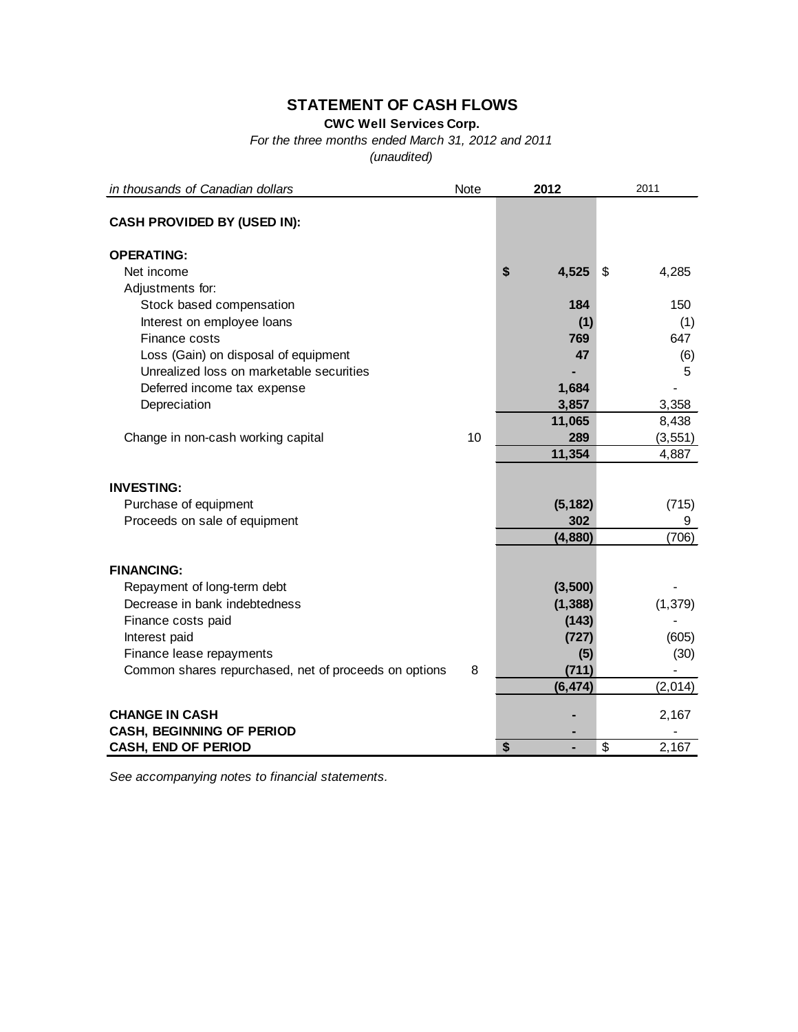# STATEMENT OF CASH FLOWS

**CWC Well Services Corp.**

*For the three months ended March 31, 2012 and 2011*

*(unaudited)*

| *in thousands of Canadian dollars* | Note | 2012 | 2011 |
|---|---|---|---|
| **CASH PROVIDED BY (USED IN):** | | | |
| **OPERATING:** | | | |
| Net income | | **$ 4,525** | $ 4,285 |
| Adjustments for: | | | |
| Stock based compensation | | **184** | 150 |
| Interest on employee loans | | **(1)** | (1) |
| Finance costs | | **769** | 647 |
| Loss (Gain) on disposal of equipment | | **47** | (6) |
| Unrealized loss on marketable securities | | **-** | 5 |
| Deferred income tax expense | | **1,684** | - |
| Depreciation | | **3,857** | 3,358 |
| | | **11,065** | 8,438 |
| Change in non-cash working capital | 10 | **289** | (3,551) |
| | | **11,354** | 4,887 |
| **INVESTING:** | | | |
| Purchase of equipment | | **(5,182)** | (715) |
| Proceeds on sale of equipment | | **302** | 9 |
| | | **(4,880)** | (706) |
| **FINANCING:** | | | |
| Repayment of long-term debt | | **(3,500)** | - |
| Decrease in bank indebtedness | | **(1,388)** | (1,379) |
| Finance costs paid | | **(143)** | - |
| Interest paid | | **(727)** | (605) |
| Finance lease repayments | | **(5)** | (30) |
| Common shares repurchased, net of proceeds on options | 8 | **(711)** | - |
| | | **(6,474)** | (2,014) |
| **CHANGE IN CASH** | | **-** | 2,167 |
| **CASH, BEGINNING OF PERIOD** | | **-** | - |
| **CASH, END OF PERIOD** | | **$ -** | $ 2,167 |

*See accompanying notes to financial statements.*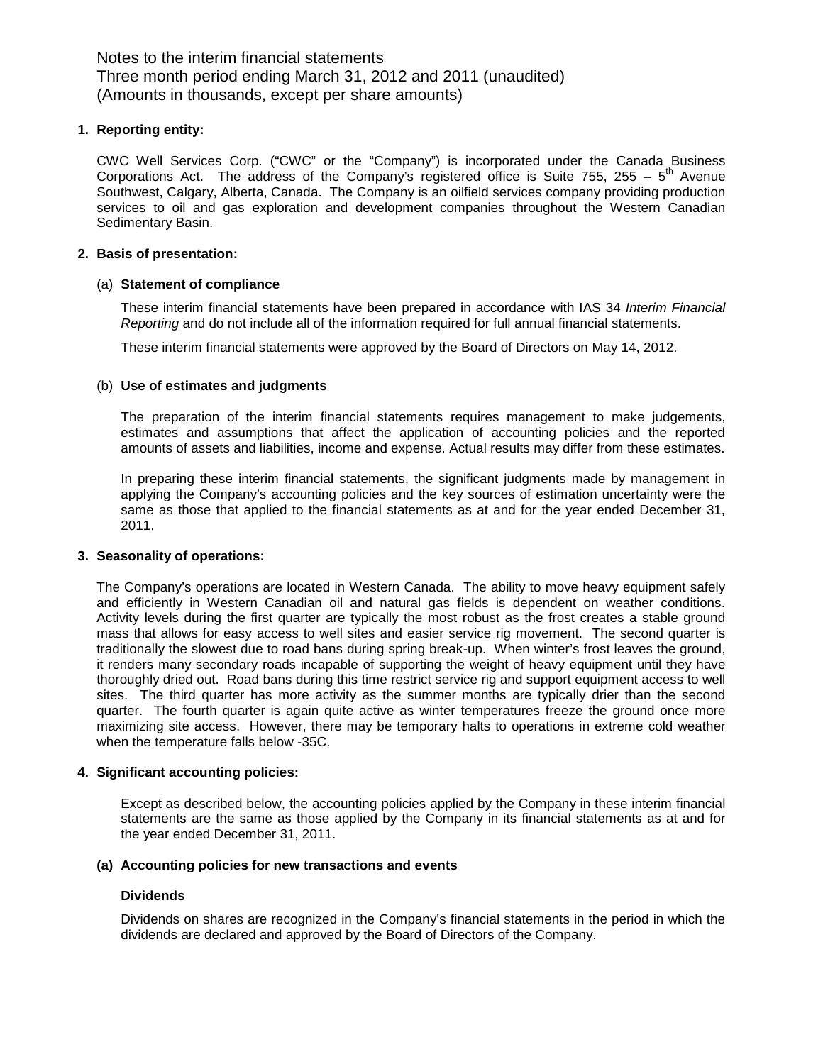Notes to the interim financial statements
Three month period ending March 31, 2012 and 2011 (unaudited)
(Amounts in thousands, except per share amounts)

**1. Reporting entity:**

CWC Well Services Corp. ("CWC" or the "Company") is incorporated under the Canada Business Corporations Act. The address of the Company's registered office is Suite 755, 255 – 5th Avenue Southwest, Calgary, Alberta, Canada. The Company is an oilfield services company providing production services to oil and gas exploration and development companies throughout the Western Canadian Sedimentary Basin.

**2. Basis of presentation:**

(a) **Statement of compliance**

These interim financial statements have been prepared in accordance with IAS 34 *Interim Financial Reporting* and do not include all of the information required for full annual financial statements.

These interim financial statements were approved by the Board of Directors on May 14, 2012.

(b) **Use of estimates and judgments**

The preparation of the interim financial statements requires management to make judgements, estimates and assumptions that affect the application of accounting policies and the reported amounts of assets and liabilities, income and expense. Actual results may differ from these estimates.

In preparing these interim financial statements, the significant judgments made by management in applying the Company's accounting policies and the key sources of estimation uncertainty were the same as those that applied to the financial statements as at and for the year ended December 31, 2011.

**3. Seasonality of operations:**

The Company's operations are located in Western Canada. The ability to move heavy equipment safely and efficiently in Western Canadian oil and natural gas fields is dependent on weather conditions. Activity levels during the first quarter are typically the most robust as the frost creates a stable ground mass that allows for easy access to well sites and easier service rig movement. The second quarter is traditionally the slowest due to road bans during spring break-up. When winter's frost leaves the ground, it renders many secondary roads incapable of supporting the weight of heavy equipment until they have thoroughly dried out. Road bans during this time restrict service rig and support equipment access to well sites. The third quarter has more activity as the summer months are typically drier than the second quarter. The fourth quarter is again quite active as winter temperatures freeze the ground once more maximizing site access. However, there may be temporary halts to operations in extreme cold weather when the temperature falls below -35C.

**4. Significant accounting policies:**

Except as described below, the accounting policies applied by the Company in these interim financial statements are the same as those applied by the Company in its financial statements as at and for the year ended December 31, 2011.

**(a) Accounting policies for new transactions and events**

**Dividends**

Dividends on shares are recognized in the Company's financial statements in the period in which the dividends are declared and approved by the Board of Directors of the Company.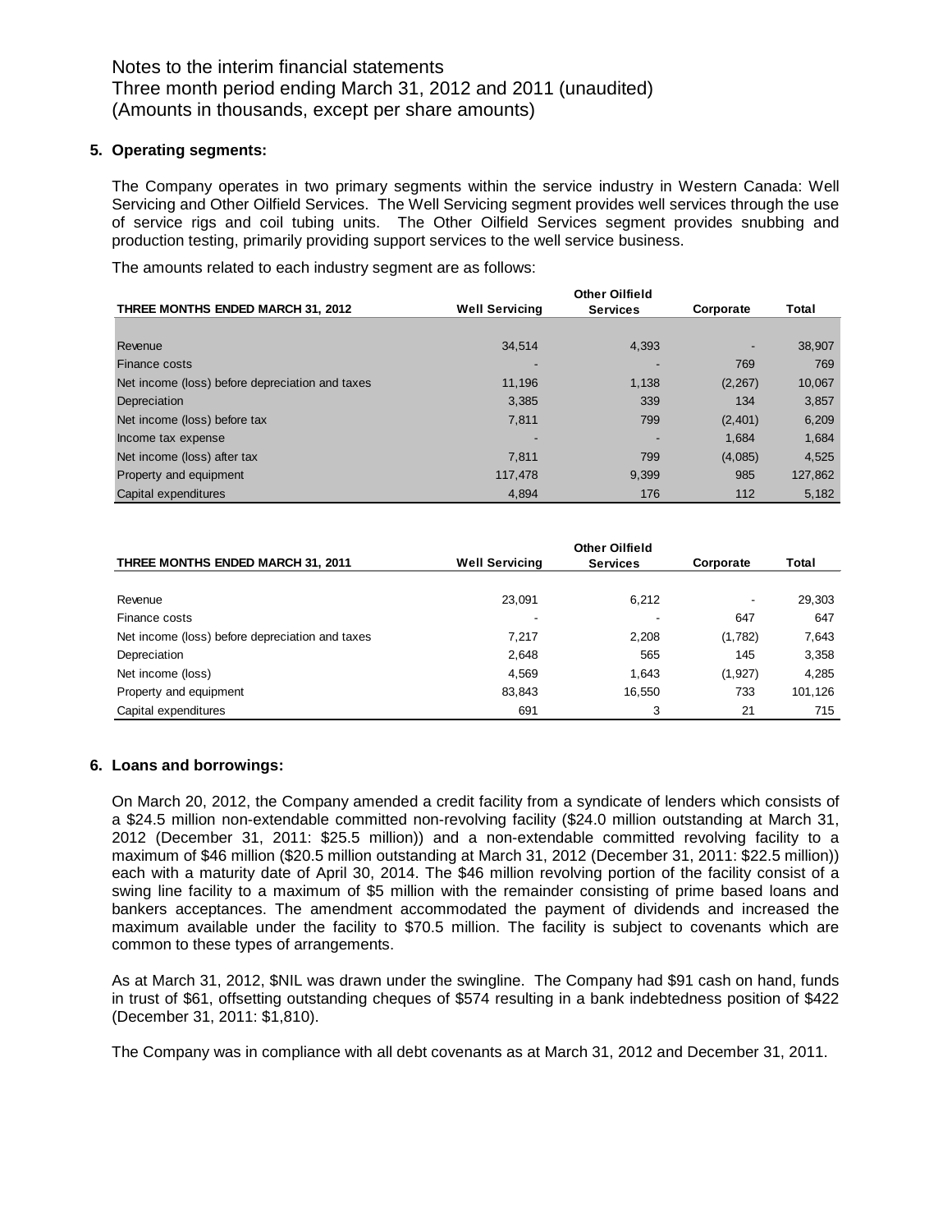Notes to the interim financial statements
Three month period ending March 31, 2012 and 2011 (unaudited)
(Amounts in thousands, except per share amounts)

## 5. Operating segments:

The Company operates in two primary segments within the service industry in Western Canada: Well Servicing and Other Oilfield Services. The Well Servicing segment provides well services through the use of service rigs and coil tubing units. The Other Oilfield Services segment provides snubbing and production testing, primarily providing support services to the well service business.

The amounts related to each industry segment are as follows:

| THREE MONTHS ENDED MARCH 31, 2012 | Well Servicing | Other Oilfield Services | Corporate | Total |
|---|---|---|---|---|
| Revenue | 34,514 | 4,393 | - | 38,907 |
| Finance costs | - | - | 769 | 769 |
| Net income (loss) before depreciation and taxes | 11,196 | 1,138 | (2,267) | 10,067 |
| Depreciation | 3,385 | 339 | 134 | 3,857 |
| Net income (loss) before tax | 7,811 | 799 | (2,401) | 6,209 |
| Income tax expense | - | - | 1,684 | 1,684 |
| Net income (loss) after tax | 7,811 | 799 | (4,085) | 4,525 |
| Property and equipment | 117,478 | 9,399 | 985 | 127,862 |
| Capital expenditures | 4,894 | 176 | 112 | 5,182 |

| THREE MONTHS ENDED MARCH 31, 2011 | Well Servicing | Other Oilfield Services | Corporate | Total |
|---|---|---|---|---|
| Revenue | 23,091 | 6,212 | - | 29,303 |
| Finance costs | - | - | 647 | 647 |
| Net income (loss) before depreciation and taxes | 7,217 | 2,208 | (1,782) | 7,643 |
| Depreciation | 2,648 | 565 | 145 | 3,358 |
| Net income (loss) | 4,569 | 1,643 | (1,927) | 4,285 |
| Property and equipment | 83,843 | 16,550 | 733 | 101,126 |
| Capital expenditures | 691 | 3 | 21 | 715 |

## 6. Loans and borrowings:

On March 20, 2012, the Company amended a credit facility from a syndicate of lenders which consists of a $24.5 million non-extendable committed non-revolving facility ($24.0 million outstanding at March 31, 2012 (December 31, 2011: $25.5 million)) and a non-extendable committed revolving facility to a maximum of $46 million ($20.5 million outstanding at March 31, 2012 (December 31, 2011: $22.5 million)) each with a maturity date of April 30, 2014. The $46 million revolving portion of the facility consist of a swing line facility to a maximum of $5 million with the remainder consisting of prime based loans and bankers acceptances. The amendment accommodated the payment of dividends and increased the maximum available under the facility to $70.5 million. The facility is subject to covenants which are common to these types of arrangements.

As at March 31, 2012, $NIL was drawn under the swingline. The Company had $91 cash on hand, funds in trust of $61, offsetting outstanding cheques of $574 resulting in a bank indebtedness position of $422 (December 31, 2011: $1,810).

The Company was in compliance with all debt covenants as at March 31, 2012 and December 31, 2011.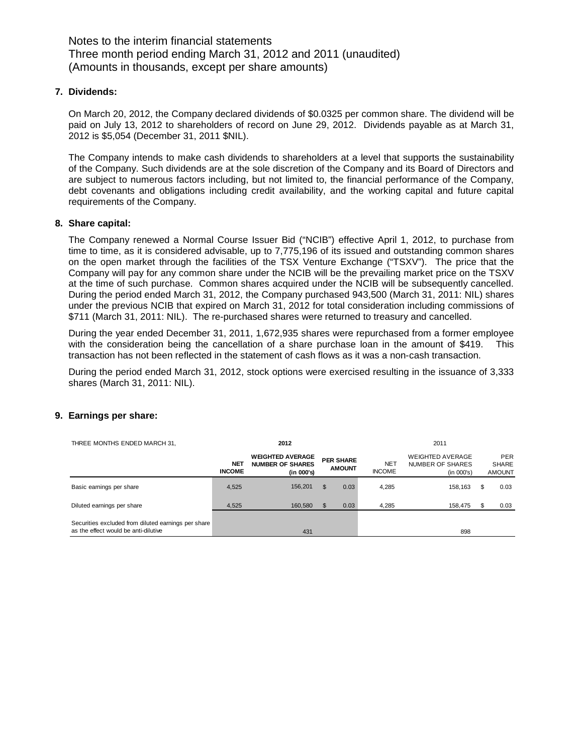Notes to the interim financial statements
Three month period ending March 31, 2012 and 2011 (unaudited)
(Amounts in thousands, except per share amounts)

## 7. Dividends:

On March 20, 2012, the Company declared dividends of $0.0325 per common share. The dividend will be paid on July 13, 2012 to shareholders of record on June 29, 2012. Dividends payable as at March 31, 2012 is $5,054 (December 31, 2011 $NIL).

The Company intends to make cash dividends to shareholders at a level that supports the sustainability of the Company. Such dividends are at the sole discretion of the Company and its Board of Directors and are subject to numerous factors including, but not limited to, the financial performance of the Company, debt covenants and obligations including credit availability, and the working capital and future capital requirements of the Company.

## 8. Share capital:

The Company renewed a Normal Course Issuer Bid ("NCIB") effective April 1, 2012, to purchase from time to time, as it is considered advisable, up to 7,775,196 of its issued and outstanding common shares on the open market through the facilities of the TSX Venture Exchange ("TSXV"). The price that the Company will pay for any common share under the NCIB will be the prevailing market price on the TSXV at the time of such purchase. Common shares acquired under the NCIB will be subsequently cancelled. During the period ended March 31, 2012, the Company purchased 943,500 (March 31, 2011: NIL) shares under the previous NCIB that expired on March 31, 2012 for total consideration including commissions of $711 (March 31, 2011: NIL). The re-purchased shares were returned to treasury and cancelled.

During the year ended December 31, 2011, 1,672,935 shares were repurchased from a former employee with the consideration being the cancellation of a share purchase loan in the amount of $419. This transaction has not been reflected in the statement of cash flows as it was a non-cash transaction.

During the period ended March 31, 2012, stock options were exercised resulting in the issuance of 3,333 shares (March 31, 2011: NIL).

## 9. Earnings per share:

| THREE MONTHS ENDED MARCH 31, | 2012 | | | 2011 | | |
|---|---|---|---|---|---|---|
| | **NET INCOME** | **WEIGHTED AVERAGE NUMBER OF SHARES (in 000's)** | **PER SHARE AMOUNT** | NET INCOME | WEIGHTED AVERAGE NUMBER OF SHARES (in 000's) | PER SHARE AMOUNT |
| Basic earnings per share | 4,525 | 156,201 | $ 0.03 | 4,285 | 158,163 | $ 0.03 |
| Diluted earnings per share | 4,525 | 160,580 | $ 0.03 | 4,285 | 158,475 | $ 0.03 |
| Securities excluded from diluted earnings per share as the effect would be anti-dilutive | | 431 | | | 898 | |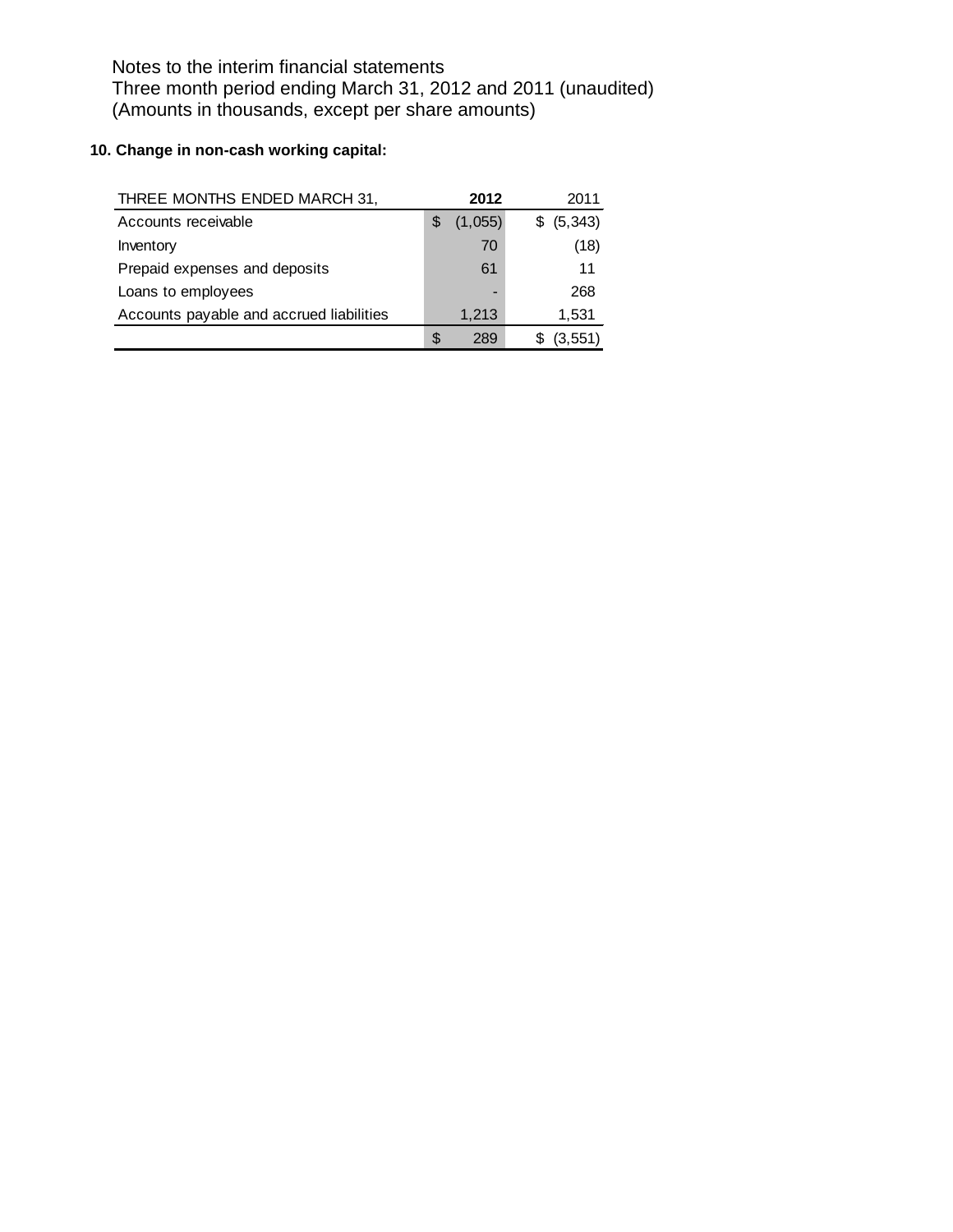Notes to the interim financial statements
Three month period ending March 31, 2012 and 2011 (unaudited)
(Amounts in thousands, except per share amounts)

**10. Change in non-cash working capital:**

| THREE MONTHS ENDED MARCH 31, | **2012** | 2011 |
|---|---|---|
| Accounts receivable | $ (1,055) | $ (5,343) |
| Inventory | 70 | (18) |
| Prepaid expenses and deposits | 61 | 11 |
| Loans to employees | - | 268 |
| Accounts payable and accrued liabilities | 1,213 | 1,531 |
| | $ 289 | $ (3,551) |